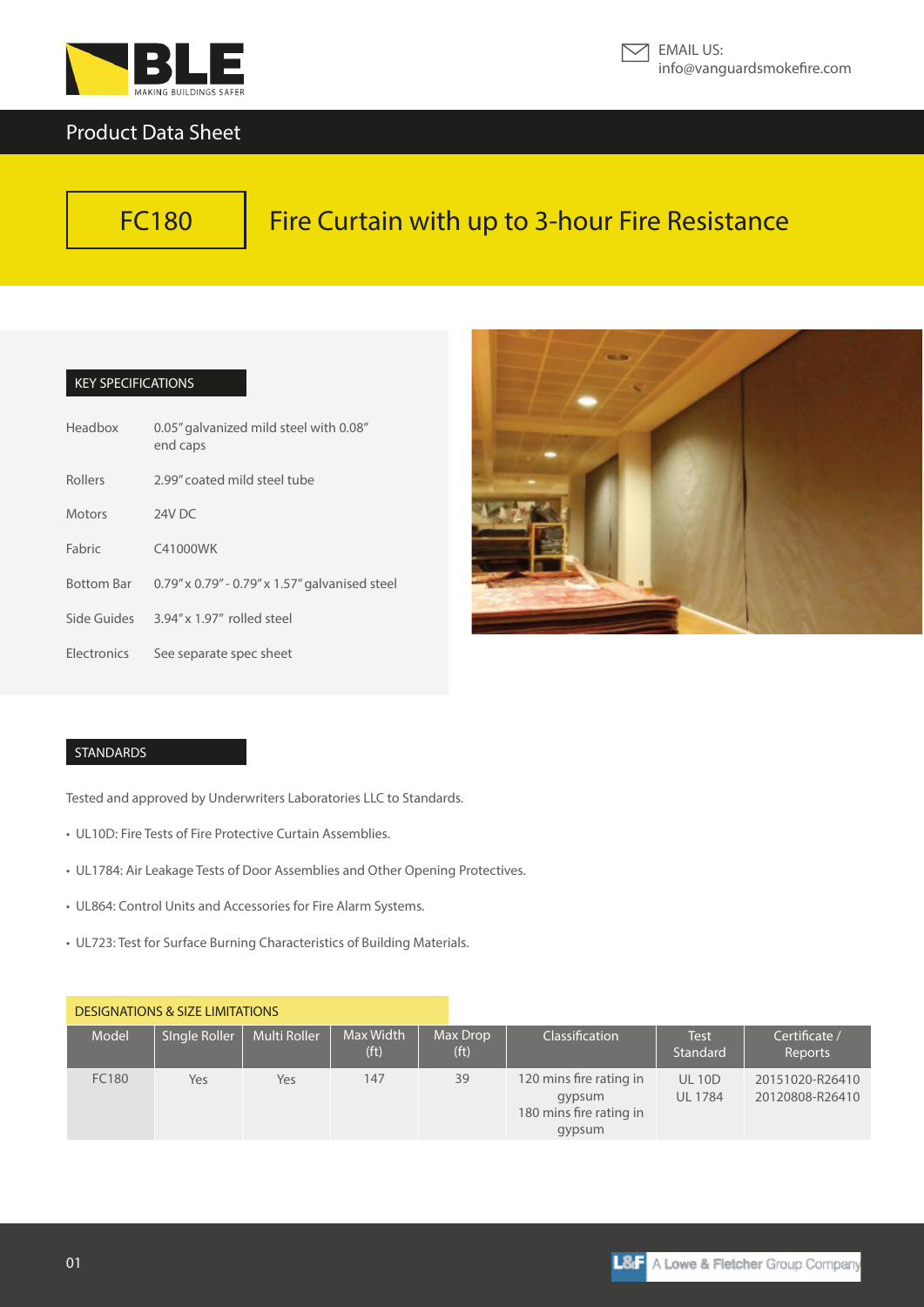EMAIL US:
info@vanguardsmokefire.com

Product Data Sheet

# FC180 Fire Curtain with up to 3-hour Fire Resistance

## KEY SPECIFICATIONS

| | |
|---|---|
| Headbox | 0.05" galvanized mild steel with 0.08" end caps |
| Rollers | 2.99" coated mild steel tube |
| Motors | 24V DC |
| Fabric | C41000WK |
| Bottom Bar | 0.79" x 0.79" - 0.79" x 1.57" galvanised steel |
| Side Guides | 3.94" x 1.97" rolled steel |
| Electronics | See separate spec sheet |

## STANDARDS

Tested and approved by Underwriters Laboratories LLC to Standards.

- UL10D: Fire Tests of Fire Protective Curtain Assemblies.
- UL1784: Air Leakage Tests of Door Assemblies and Other Opening Protectives.
- UL864: Control Units and Accessories for Fire Alarm Systems.
- UL723: Test for Surface Burning Characteristics of Building Materials.

## DESIGNATIONS & SIZE LIMITATIONS

| Model | SIngle Roller | Multi Roller | Max Width (ft) | Max Drop (ft) | Classification | Test Standard | Certificate / Reports |
|---|---|---|---|---|---|---|---|
| FC180 | Yes | Yes | 147 | 39 | 120 mins fire rating in gypsum<br>180 mins fire rating in gypsum | UL 10D<br>UL 1784 | 20151020-R26410<br>20120808-R26410 |

A Lowe & Fletcher Group Company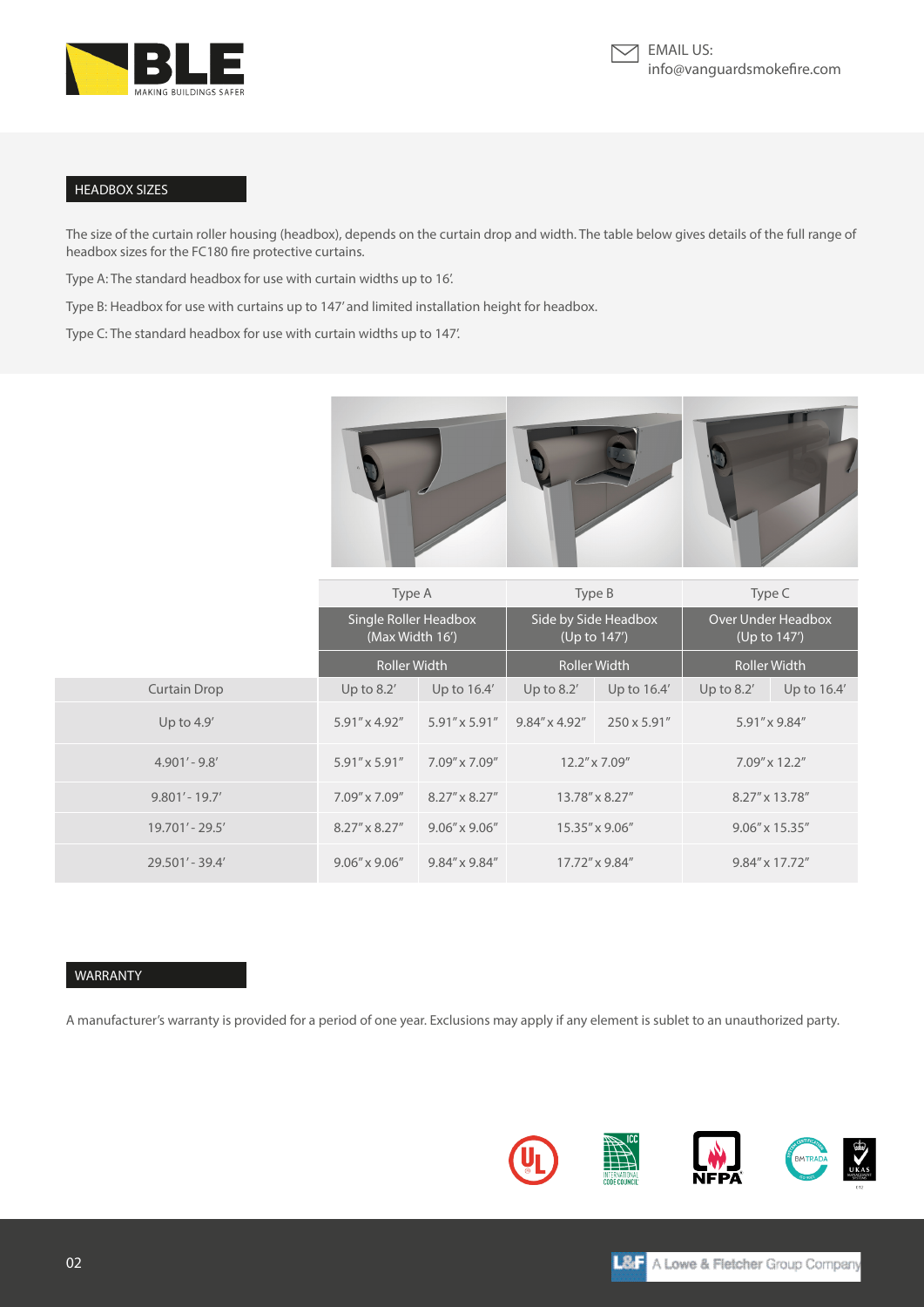EMAIL US:
info@vanguardsmokefire.com

## HEADBOX SIZES

The size of the curtain roller housing (headbox), depends on the curtain drop and width. The table below gives details of the full range of headbox sizes for the FC180 fire protective curtains.

Type A: The standard headbox for use with curtain widths up to 16'.

Type B: Headbox for use with curtains up to 147' and limited installation height for headbox.

Type C: The standard headbox for use with curtain widths up to 147'.

| | Type A | | Type B | | Type C | |
|---|---|---|---|---|---|---|
| | Single Roller Headbox (Max Width 16') | | Side by Side Headbox (Up to 147') | | Over Under Headbox (Up to 147') | |
| | Roller Width | | Roller Width | | Roller Width | |
| Curtain Drop | Up to 8.2' | Up to 16.4' | Up to 8.2' | Up to 16.4' | Up to 8.2' | Up to 16.4' |
| Up to 4.9' | 5.91" x 4.92" | 5.91" x 5.91" | 9.84" x 4.92" | 250 x 5.91" | 5.91" x 9.84" | |
| 4.901' - 9.8' | 5.91" x 5.91" | 7.09" x 7.09" | 12.2" x 7.09" | | 7.09" x 12.2" | |
| 9.801' - 19.7' | 7.09" x 7.09" | 8.27" x 8.27" | 13.78" x 8.27" | | 8.27" x 13.78" | |
| 19.701' - 29.5' | 8.27" x 8.27" | 9.06" x 9.06" | 15.35" x 9.06" | | 9.06" x 15.35" | |
| 29.501' - 39.4' | 9.06" x 9.06" | 9.84" x 9.84" | 17.72" x 9.84" | | 9.84" x 17.72" | |

## WARRANTY

A manufacturer's warranty is provided for a period of one year. Exclusions may apply if any element is sublet to an unauthorized party.

A Lowe & Fletcher Group Company